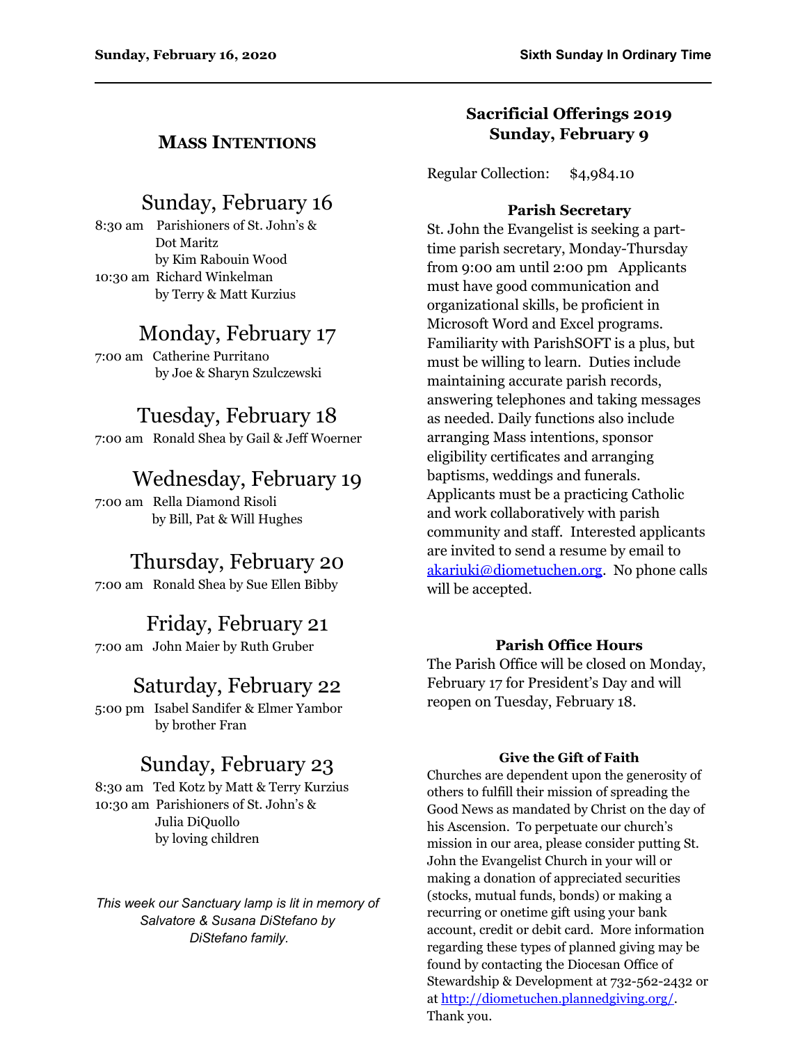## MASS INTENTIONS

### Sunday, February 16

8:30 am Parishioners of St. John's & Dot Maritz
by Kim Rabouin Wood

10:30 am Richard Winkelman
by Terry & Matt Kurzius

### Monday, February 17

7:00 am Catherine Purritano
by Joe & Sharyn Szulczewski

### Tuesday, February 18

7:00 am Ronald Shea by Gail & Jeff Woerner

### Wednesday, February 19

7:00 am Rella Diamond Risoli
by Bill, Pat & Will Hughes

### Thursday, February 20

7:00 am Ronald Shea by Sue Ellen Bibby

### Friday, February 21

7:00 am John Maier by Ruth Gruber

### Saturday, February 22

5:00 pm Isabel Sandifer & Elmer Yambor
by brother Fran

### Sunday, February 23

8:30 am Ted Kotz by Matt & Terry Kurzius

10:30 am Parishioners of St. John's & Julia DiQuollo
by loving children

*This week our Sanctuary lamp is lit in memory of Salvatore & Susana DiStefano by DiStefano family.*

## Sacrificial Offerings 2019
## Sunday, February 9

Regular Collection: $4,984.10

**Parish Secretary**

St. John the Evangelist is seeking a part-time parish secretary, Monday-Thursday from 9:00 am until 2:00 pm Applicants must have good communication and organizational skills, be proficient in Microsoft Word and Excel programs. Familiarity with ParishSOFT is a plus, but must be willing to learn. Duties include maintaining accurate parish records, answering telephones and taking messages as needed. Daily functions also include arranging Mass intentions, sponsor eligibility certificates and arranging baptisms, weddings and funerals. Applicants must be a practicing Catholic and work collaboratively with parish community and staff. Interested applicants are invited to send a resume by email to akariuki@diometuchen.org. No phone calls will be accepted.

**Parish Office Hours**

The Parish Office will be closed on Monday, February 17 for President's Day and will reopen on Tuesday, February 18.

**Give the Gift of Faith**

Churches are dependent upon the generosity of others to fulfill their mission of spreading the Good News as mandated by Christ on the day of his Ascension. To perpetuate our church's mission in our area, please consider putting St. John the Evangelist Church in your will or making a donation of appreciated securities (stocks, mutual funds, bonds) or making a recurring or onetime gift using your bank account, credit or debit card. More information regarding these types of planned giving may be found by contacting the Diocesan Office of Stewardship & Development at 732-562-2432 or at http://diometuchen.plannedgiving.org/. Thank you.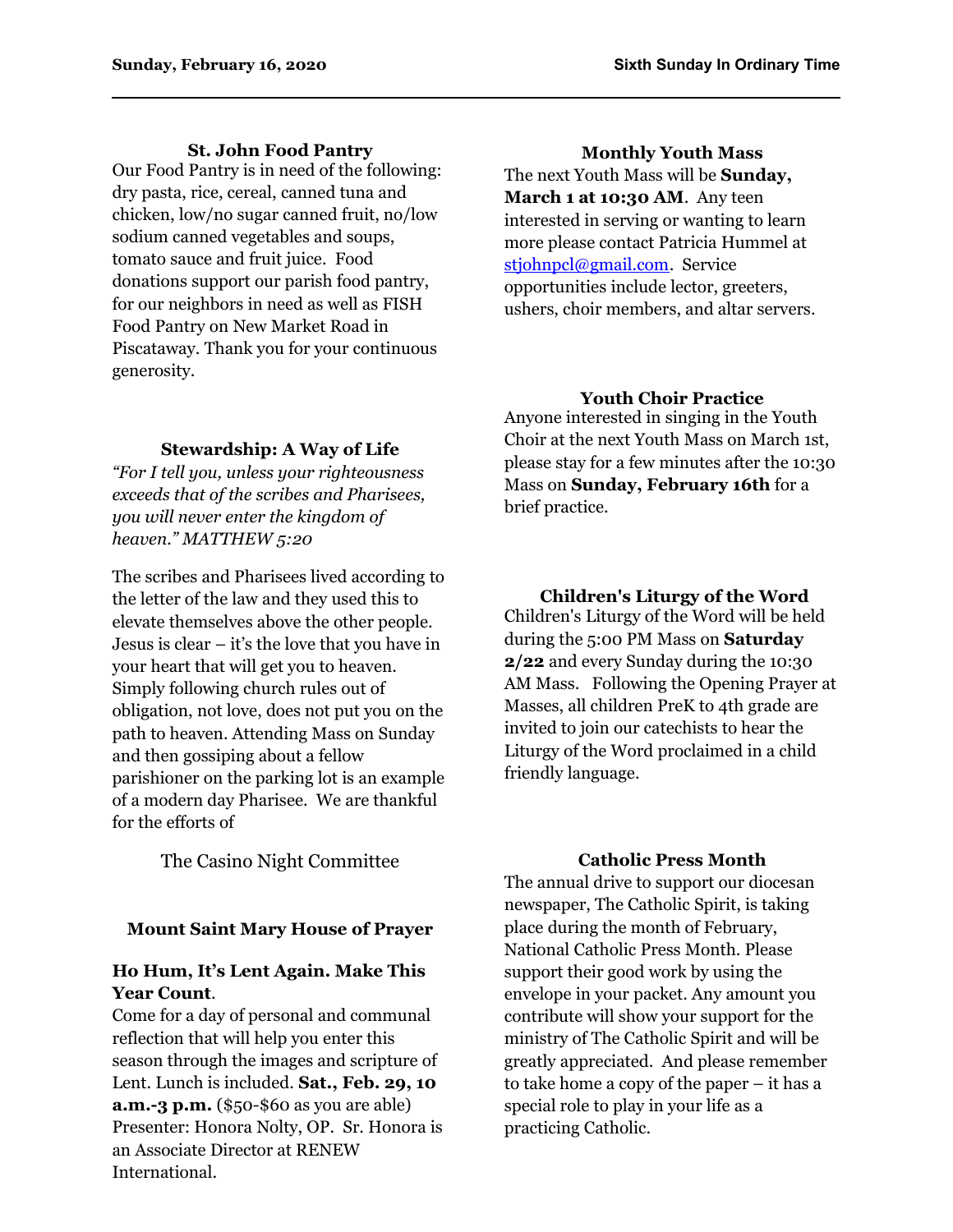### St. John Food Pantry

Our Food Pantry is in need of the following: dry pasta, rice, cereal, canned tuna and chicken, low/no sugar canned fruit, no/low sodium canned vegetables and soups, tomato sauce and fruit juice. Food donations support our parish food pantry, for our neighbors in need as well as FISH Food Pantry on New Market Road in Piscataway. Thank you for your continuous generosity.

### Stewardship: A Way of Life

*"For I tell you, unless your righteousness exceeds that of the scribes and Pharisees, you will never enter the kingdom of heaven." MATTHEW 5:20*

The scribes and Pharisees lived according to the letter of the law and they used this to elevate themselves above the other people. Jesus is clear – it's the love that you have in your heart that will get you to heaven. Simply following church rules out of obligation, not love, does not put you on the path to heaven. Attending Mass on Sunday and then gossiping about a fellow parishioner on the parking lot is an example of a modern day Pharisee. We are thankful for the efforts of

The Casino Night Committee

### Mount Saint Mary House of Prayer

**Ho Hum, It's Lent Again. Make This Year Count**.

Come for a day of personal and communal reflection that will help you enter this season through the images and scripture of Lent. Lunch is included. **Sat., Feb. 29, 10 a.m.-3 p.m.** ($50-$60 as you are able) Presenter: Honora Nolty, OP. Sr. Honora is an Associate Director at RENEW International.

### Monthly Youth Mass

The next Youth Mass will be **Sunday, March 1 at 10:30 AM**. Any teen interested in serving or wanting to learn more please contact Patricia Hummel at stjohnpcl@gmail.com. Service opportunities include lector, greeters, ushers, choir members, and altar servers.

### Youth Choir Practice

Anyone interested in singing in the Youth Choir at the next Youth Mass on March 1st, please stay for a few minutes after the 10:30 Mass on **Sunday, February 16th** for a brief practice.

### Children's Liturgy of the Word

Children's Liturgy of the Word will be held during the 5:00 PM Mass on **Saturday 2/22** and every Sunday during the 10:30 AM Mass. Following the Opening Prayer at Masses, all children PreK to 4th grade are invited to join our catechists to hear the Liturgy of the Word proclaimed in a child friendly language.

### Catholic Press Month

The annual drive to support our diocesan newspaper, The Catholic Spirit, is taking place during the month of February, National Catholic Press Month. Please support their good work by using the envelope in your packet. Any amount you contribute will show your support for the ministry of The Catholic Spirit and will be greatly appreciated. And please remember to take home a copy of the paper – it has a special role to play in your life as a practicing Catholic.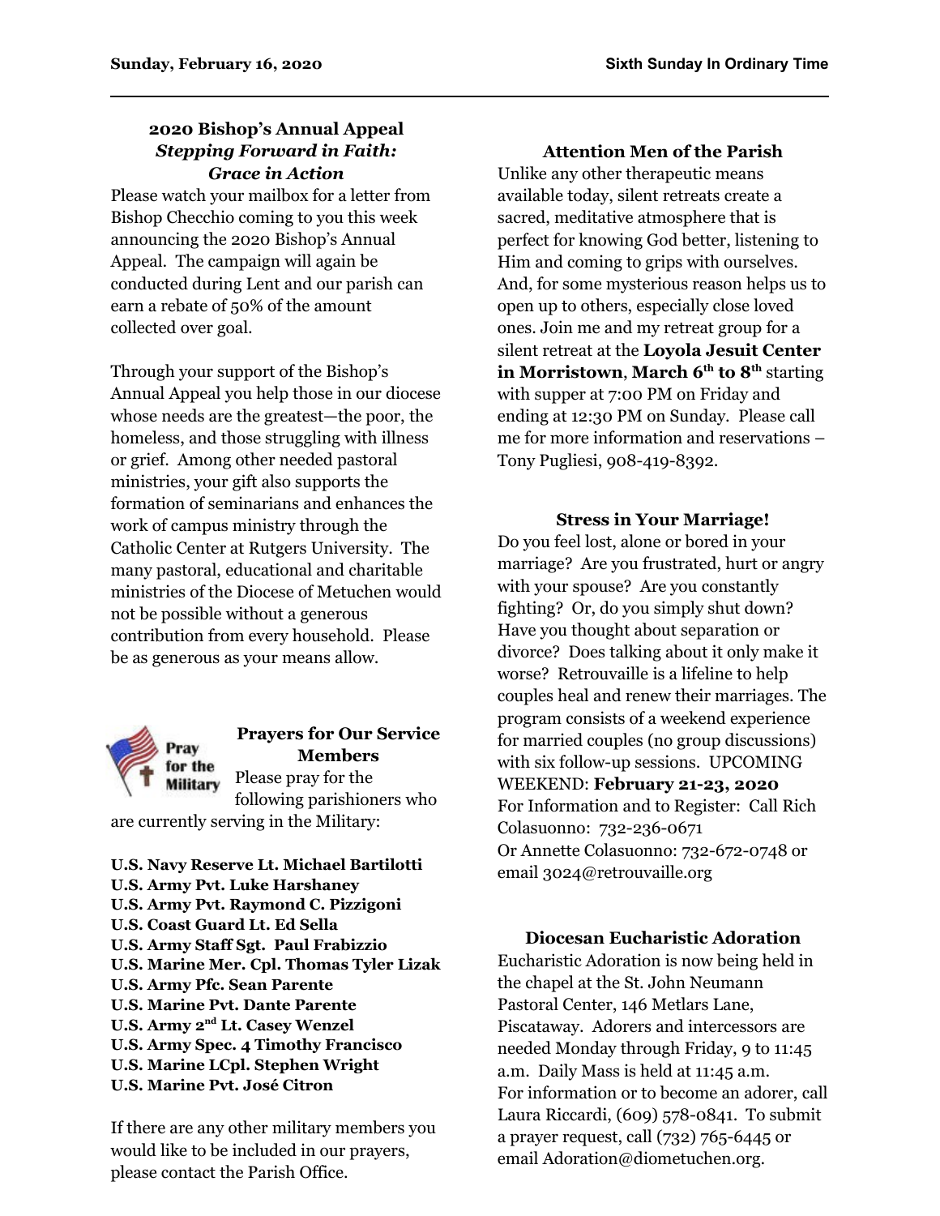## 2020 Bishop's Annual Appeal
### *Stepping Forward in Faith: Grace in Action*

Please watch your mailbox for a letter from Bishop Checchio coming to you this week announcing the 2020 Bishop's Annual Appeal. The campaign will again be conducted during Lent and our parish can earn a rebate of 50% of the amount collected over goal.

Through your support of the Bishop's Annual Appeal you help those in our diocese whose needs are the greatest—the poor, the homeless, and those struggling with illness or grief. Among other needed pastoral ministries, your gift also supports the formation of seminarians and enhances the work of campus ministry through the Catholic Center at Rutgers University. The many pastoral, educational and charitable ministries of the Diocese of Metuchen would not be possible without a generous contribution from every household. Please be as generous as your means allow.

Pray for the Military

## Prayers for Our Service Members

Please pray for the following parishioners who are currently serving in the Military:

**U.S. Navy Reserve Lt. Michael Bartilotti**
**U.S. Army Pvt. Luke Harshaney**
**U.S. Army Pvt. Raymond C. Pizzigoni**
**U.S. Coast Guard Lt. Ed Sella**
**U.S. Army Staff Sgt. Paul Frabizzio**
**U.S. Marine Mer. Cpl. Thomas Tyler Lizak**
**U.S. Army Pfc. Sean Parente**
**U.S. Marine Pvt. Dante Parente**
**U.S. Army 2nd Lt. Casey Wenzel**
**U.S. Army Spec. 4 Timothy Francisco**
**U.S. Marine LCpl. Stephen Wright**
**U.S. Marine Pvt. José Citron**

If there are any other military members you would like to be included in our prayers, please contact the Parish Office.

## Attention Men of the Parish

Unlike any other therapeutic means available today, silent retreats create a sacred, meditative atmosphere that is perfect for knowing God better, listening to Him and coming to grips with ourselves. And, for some mysterious reason helps us to open up to others, especially close loved ones. Join me and my retreat group for a silent retreat at the **Loyola Jesuit Center in Morristown**, **March 6th to 8th** starting with supper at 7:00 PM on Friday and ending at 12:30 PM on Sunday. Please call me for more information and reservations – Tony Pugliesi, 908-419-8392.

## Stress in Your Marriage!

Do you feel lost, alone or bored in your marriage? Are you frustrated, hurt or angry with your spouse? Are you constantly fighting? Or, do you simply shut down? Have you thought about separation or divorce? Does talking about it only make it worse? Retrouvaille is a lifeline to help couples heal and renew their marriages. The program consists of a weekend experience for married couples (no group discussions) with six follow-up sessions. UPCOMING WEEKEND: **February 21-23, 2020**
For Information and to Register: Call Rich Colasuonno: 732-236-0671
Or Annette Colasuonno: 732-672-0748 or email 3024@retrouvaille.org

## Diocesan Eucharistic Adoration

Eucharistic Adoration is now being held in the chapel at the St. John Neumann Pastoral Center, 146 Metlars Lane, Piscataway. Adorers and intercessors are needed Monday through Friday, 9 to 11:45 a.m. Daily Mass is held at 11:45 a.m.
For information or to become an adorer, call Laura Riccardi, (609) 578-0841. To submit a prayer request, call (732) 765-6445 or email Adoration@diometuchen.org.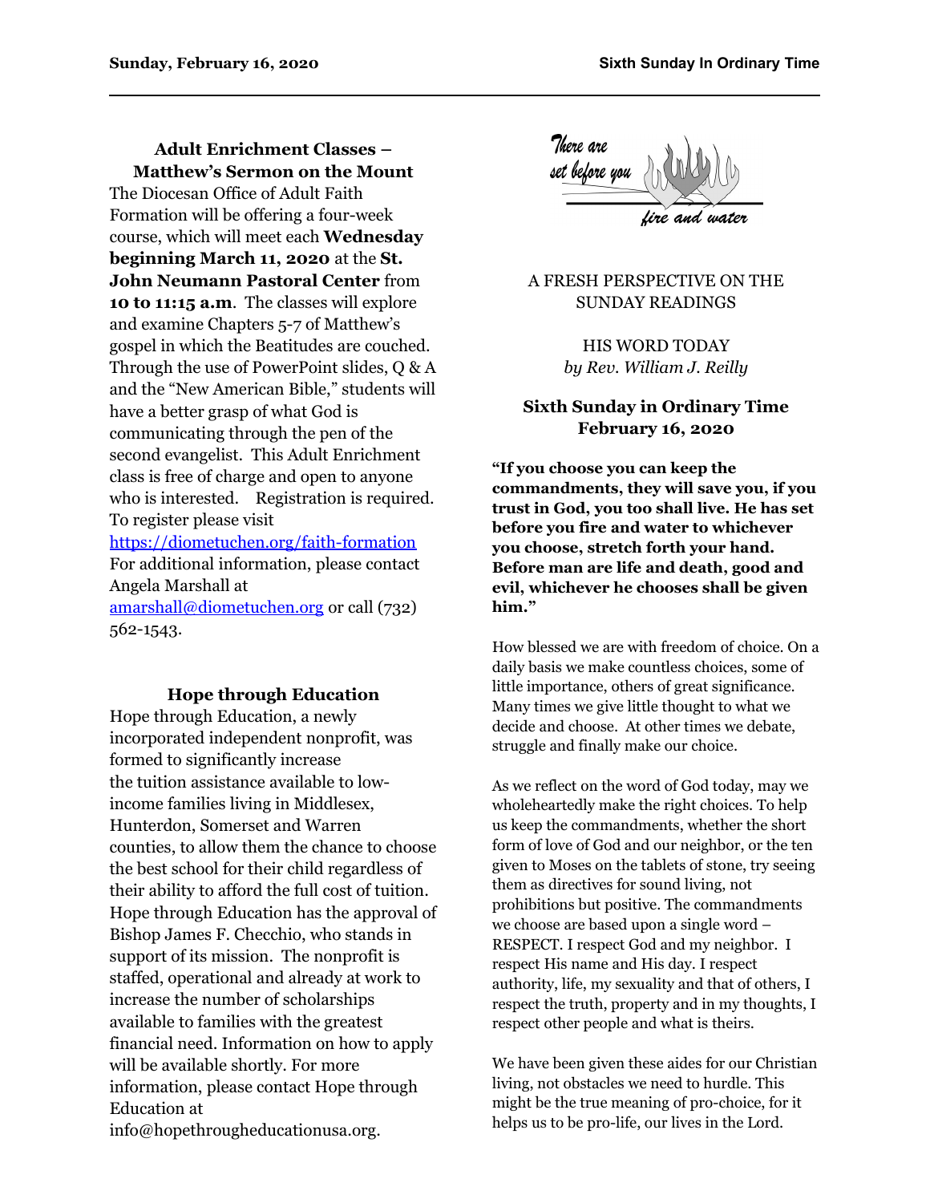## Adult Enrichment Classes – Matthew's Sermon on the Mount

The Diocesan Office of Adult Faith Formation will be offering a four-week course, which will meet each **Wednesday beginning March 11, 2020** at the **St. John Neumann Pastoral Center** from **10 to 11:15 a.m**. The classes will explore and examine Chapters 5-7 of Matthew's gospel in which the Beatitudes are couched. Through the use of PowerPoint slides, Q & A and the "New American Bible," students will have a better grasp of what God is communicating through the pen of the second evangelist. This Adult Enrichment class is free of charge and open to anyone who is interested. Registration is required. To register please visit https://diometuchen.org/faith-formation For additional information, please contact Angela Marshall at amarshall@diometuchen.org or call (732) 562-1543.

## Hope through Education

Hope through Education, a newly incorporated independent nonprofit, was formed to significantly increase the tuition assistance available to low-income families living in Middlesex, Hunterdon, Somerset and Warren counties, to allow them the chance to choose the best school for their child regardless of their ability to afford the full cost of tuition. Hope through Education has the approval of Bishop James F. Checchio, who stands in support of its mission. The nonprofit is staffed, operational and already at work to increase the number of scholarships available to families with the greatest financial need. Information on how to apply will be available shortly. For more information, please contact Hope through Education at info@hopethrougheducationusa.org.

*There are set before you fire and water*

A FRESH PERSPECTIVE ON THE SUNDAY READINGS

HIS WORD TODAY
*by Rev. William J. Reilly*

### Sixth Sunday in Ordinary Time February 16, 2020

**"If you choose you can keep the commandments, they will save you, if you trust in God, you too shall live. He has set before you fire and water to whichever you choose, stretch forth your hand. Before man are life and death, good and evil, whichever he chooses shall be given him."**

How blessed we are with freedom of choice. On a daily basis we make countless choices, some of little importance, others of great significance. Many times we give little thought to what we decide and choose. At other times we debate, struggle and finally make our choice.

As we reflect on the word of God today, may we wholeheartedly make the right choices. To help us keep the commandments, whether the short form of love of God and our neighbor, or the ten given to Moses on the tablets of stone, try seeing them as directives for sound living, not prohibitions but positive. The commandments we choose are based upon a single word – RESPECT. I respect God and my neighbor. I respect His name and His day. I respect authority, life, my sexuality and that of others, I respect the truth, property and in my thoughts, I respect other people and what is theirs.

We have been given these aides for our Christian living, not obstacles we need to hurdle. This might be the true meaning of pro-choice, for it helps us to be pro-life, our lives in the Lord.